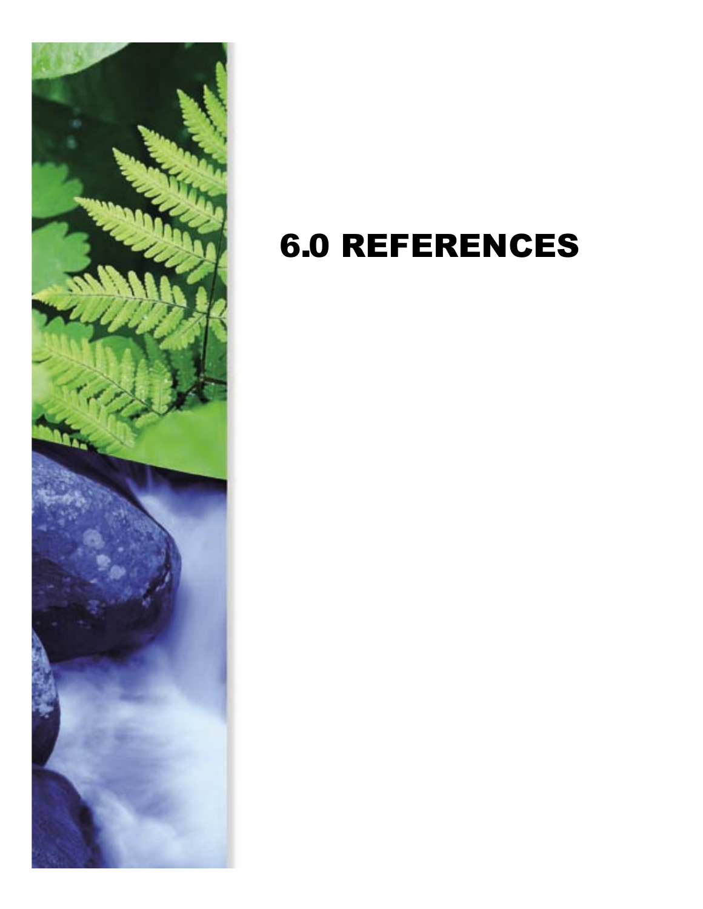# 6.0 REFERENCES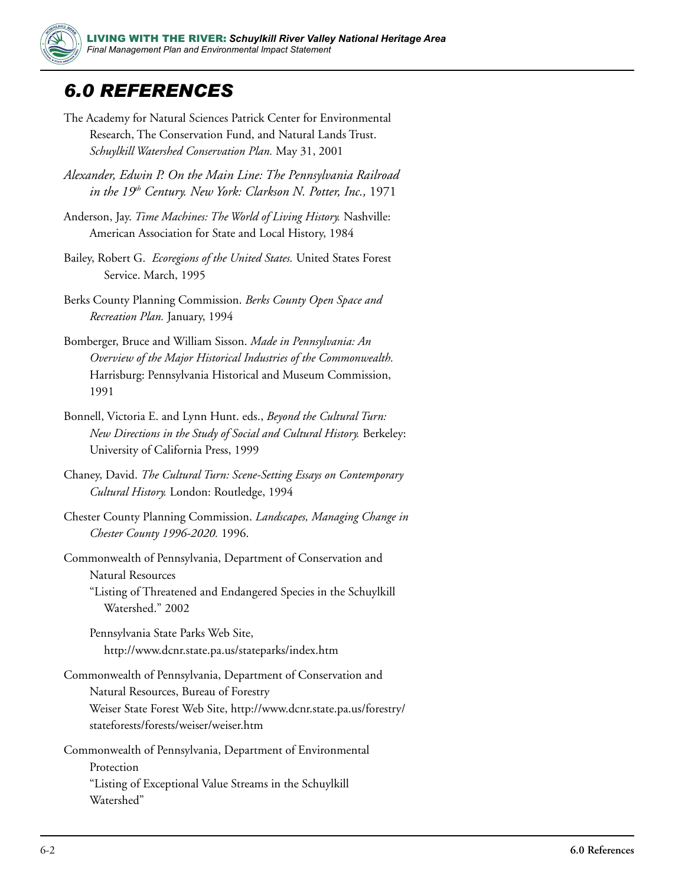# 6.0 REFERENCES

The Academy for Natural Sciences Patrick Center for Environmental Research, The Conservation Fund, and Natural Lands Trust. *Schuylkill Watershed Conservation Plan.* May 31, 2001

*Alexander, Edwin P. On the Main Line: The Pennsylvania Railroad in the 19th Century. New York: Clarkson N. Potter, Inc.,* 1971

Anderson, Jay. *Time Machines: The World of Living History.* Nashville: American Association for State and Local History, 1984

Bailey, Robert G. *Ecoregions of the United States.* United States Forest Service. March, 1995

Berks County Planning Commission. *Berks County Open Space and Recreation Plan.* January, 1994

Bomberger, Bruce and William Sisson. *Made in Pennsylvania: An Overview of the Major Historical Industries of the Commonwealth.* Harrisburg: Pennsylvania Historical and Museum Commission, 1991

Bonnell, Victoria E. and Lynn Hunt. eds., *Beyond the Cultural Turn: New Directions in the Study of Social and Cultural History.* Berkeley: University of California Press, 1999

Chaney, David. *The Cultural Turn: Scene-Setting Essays on Contemporary Cultural History.* London: Routledge, 1994

Chester County Planning Commission. *Landscapes, Managing Change in Chester County 1996-2020.* 1996.

Commonwealth of Pennsylvania, Department of Conservation and Natural Resources

"Listing of Threatened and Endangered Species in the Schuylkill Watershed." 2002

Pennsylvania State Parks Web Site, http://www.dcnr.state.pa.us/stateparks/index.htm

Commonwealth of Pennsylvania, Department of Conservation and Natural Resources, Bureau of Forestry

Weiser State Forest Web Site, http://www.dcnr.state.pa.us/forestry/stateforests/forests/weiser/weiser.htm

Commonwealth of Pennsylvania, Department of Environmental Protection

"Listing of Exceptional Value Streams in the Schuylkill Watershed"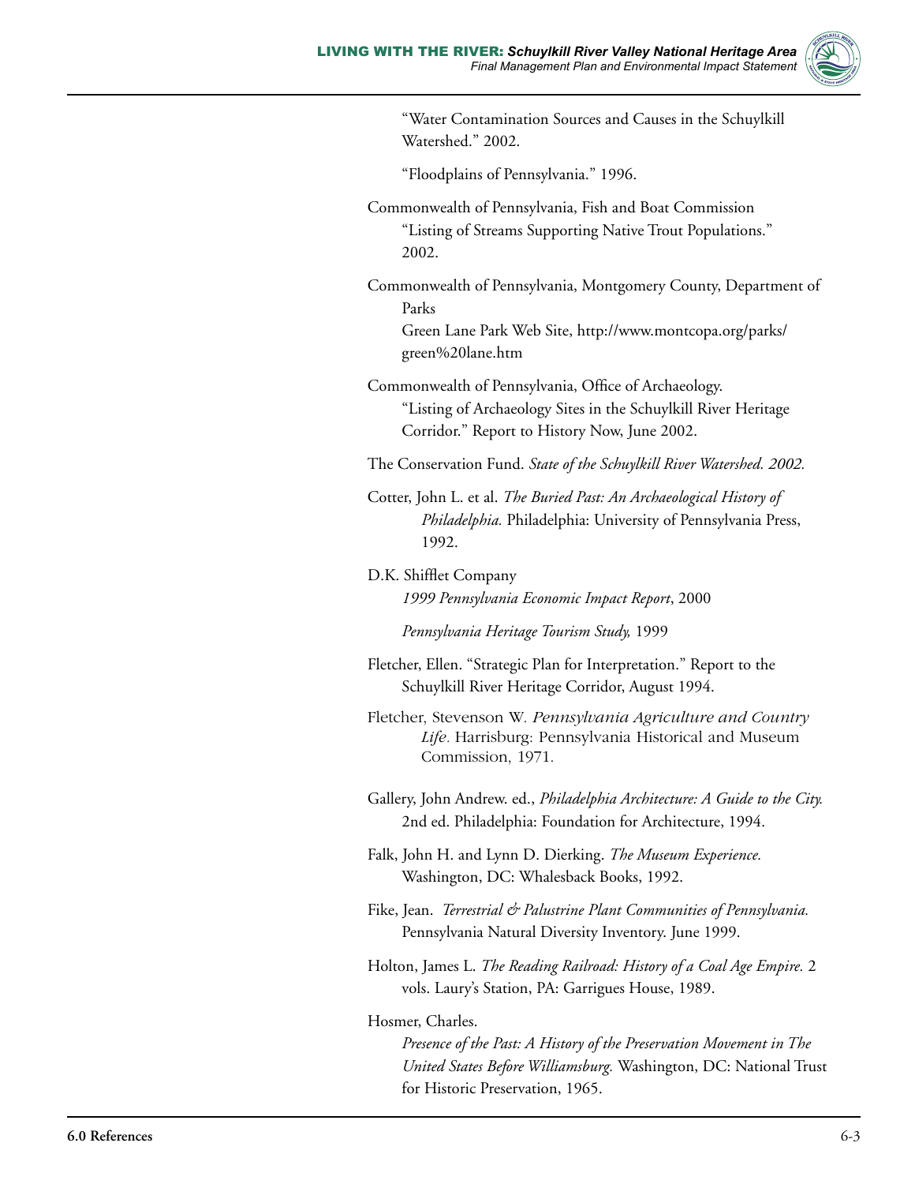"Water Contamination Sources and Causes in the Schuylkill Watershed." 2002.

"Floodplains of Pennsylvania." 1996.

Commonwealth of Pennsylvania, Fish and Boat Commission
"Listing of Streams Supporting Native Trout Populations." 2002.

Commonwealth of Pennsylvania, Montgomery County, Department of Parks
Green Lane Park Web Site, http://www.montcopa.org/parks/green%20lane.htm

Commonwealth of Pennsylvania, Office of Archaeology.
"Listing of Archaeology Sites in the Schuylkill River Heritage Corridor." Report to History Now, June 2002.

The Conservation Fund. *State of the Schuylkill River Watershed. 2002.*

Cotter, John L. et al. *The Buried Past: An Archaeological History of Philadelphia.* Philadelphia: University of Pennsylvania Press, 1992.

D.K. Shifflet Company
*1999 Pennsylvania Economic Impact Report*, 2000

*Pennsylvania Heritage Tourism Study,* 1999

Fletcher, Ellen. "Strategic Plan for Interpretation." Report to the Schuylkill River Heritage Corridor, August 1994.

Fletcher, Stevenson W. *Pennsylvania Agriculture and Country Life.* Harrisburg: Pennsylvania Historical and Museum Commission, 1971.

Gallery, John Andrew. ed., *Philadelphia Architecture: A Guide to the City.* 2nd ed. Philadelphia: Foundation for Architecture, 1994.

Falk, John H. and Lynn D. Dierking. *The Museum Experience.* Washington, DC: Whalesback Books, 1992.

Fike, Jean. *Terrestrial & Palustrine Plant Communities of Pennsylvania.* Pennsylvania Natural Diversity Inventory. June 1999.

Holton, James L. *The Reading Railroad: History of a Coal Age Empire.* 2 vols. Laury's Station, PA: Garrigues House, 1989.

Hosmer, Charles.
*Presence of the Past: A History of the Preservation Movement in The United States Before Williamsburg.* Washington, DC: National Trust for Historic Preservation, 1965.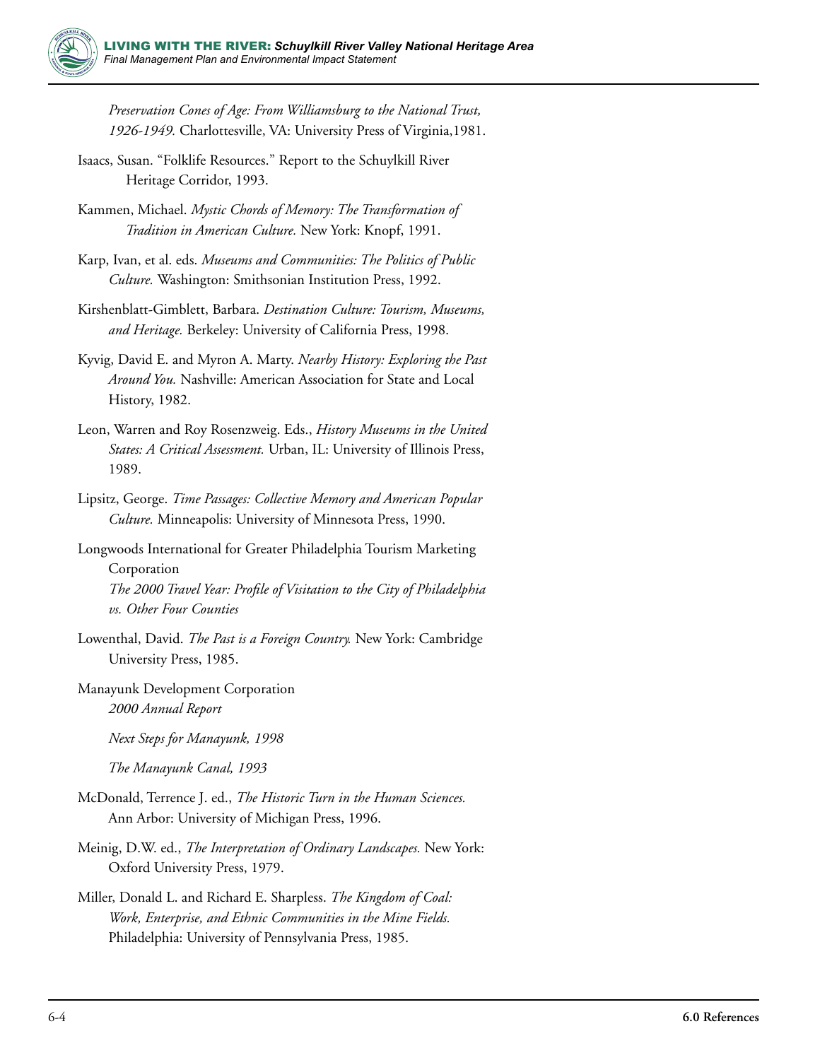*Preservation Cones of Age: From Williamsburg to the National Trust, 1926-1949.* Charlottesville, VA: University Press of Virginia,1981.

Isaacs, Susan. "Folklife Resources." Report to the Schuylkill River Heritage Corridor, 1993.

Kammen, Michael. *Mystic Chords of Memory: The Transformation of Tradition in American Culture.* New York: Knopf, 1991.

Karp, Ivan, et al. eds. *Museums and Communities: The Politics of Public Culture.* Washington: Smithsonian Institution Press, 1992.

Kirshenblatt-Gimblett, Barbara. *Destination Culture: Tourism, Museums, and Heritage.* Berkeley: University of California Press, 1998.

Kyvig, David E. and Myron A. Marty. *Nearby History: Exploring the Past Around You.* Nashville: American Association for State and Local History, 1982.

Leon, Warren and Roy Rosenzweig. Eds., *History Museums in the United States: A Critical Assessment.* Urban, IL: University of Illinois Press, 1989.

Lipsitz, George. *Time Passages: Collective Memory and American Popular Culture.* Minneapolis: University of Minnesota Press, 1990.

Longwoods International for Greater Philadelphia Tourism Marketing Corporation
*The 2000 Travel Year: Profile of Visitation to the City of Philadelphia vs. Other Four Counties*

Lowenthal, David. *The Past is a Foreign Country.* New York: Cambridge University Press, 1985.

Manayunk Development Corporation
*2000 Annual Report*

*Next Steps for Manayunk, 1998*

*The Manayunk Canal, 1993*

McDonald, Terrence J. ed., *The Historic Turn in the Human Sciences.* Ann Arbor: University of Michigan Press, 1996.

Meinig, D.W. ed., *The Interpretation of Ordinary Landscapes.* New York: Oxford University Press, 1979.

Miller, Donald L. and Richard E. Sharpless. *The Kingdom of Coal: Work, Enterprise, and Ethnic Communities in the Mine Fields.* Philadelphia: University of Pennsylvania Press, 1985.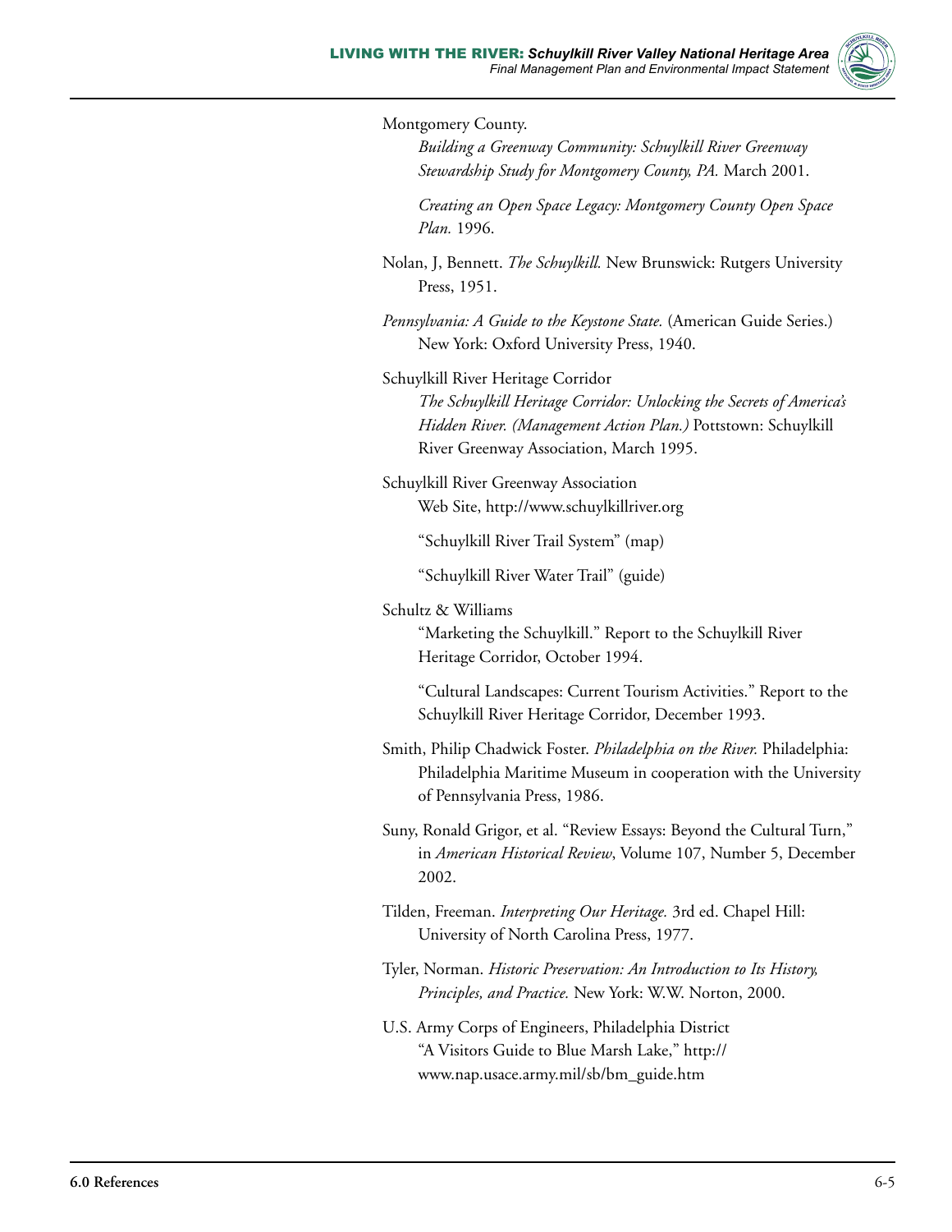Montgomery County.

*Building a Greenway Community: Schuylkill River Greenway Stewardship Study for Montgomery County, PA.* March 2001.

*Creating an Open Space Legacy: Montgomery County Open Space Plan.* 1996.

Nolan, J, Bennett. *The Schuylkill.* New Brunswick: Rutgers University Press, 1951.

*Pennsylvania: A Guide to the Keystone State.* (American Guide Series.) New York: Oxford University Press, 1940.

Schuylkill River Heritage Corridor

*The Schuylkill Heritage Corridor: Unlocking the Secrets of America's Hidden River. (Management Action Plan.)* Pottstown: Schuylkill River Greenway Association, March 1995.

Schuylkill River Greenway Association

Web Site, http://www.schuylkillriver.org

"Schuylkill River Trail System" (map)

"Schuylkill River Water Trail" (guide)

Schultz & Williams

"Marketing the Schuylkill." Report to the Schuylkill River Heritage Corridor, October 1994.

"Cultural Landscapes: Current Tourism Activities." Report to the Schuylkill River Heritage Corridor, December 1993.

Smith, Philip Chadwick Foster. *Philadelphia on the River.* Philadelphia: Philadelphia Maritime Museum in cooperation with the University of Pennsylvania Press, 1986.

Suny, Ronald Grigor, et al. "Review Essays: Beyond the Cultural Turn," in *American Historical Review*, Volume 107, Number 5, December 2002.

Tilden, Freeman. *Interpreting Our Heritage.* 3rd ed. Chapel Hill: University of North Carolina Press, 1977.

Tyler, Norman. *Historic Preservation: An Introduction to Its History, Principles, and Practice.* New York: W.W. Norton, 2000.

U.S. Army Corps of Engineers, Philadelphia District

"A Visitors Guide to Blue Marsh Lake," http://www.nap.usace.army.mil/sb/bm_guide.htm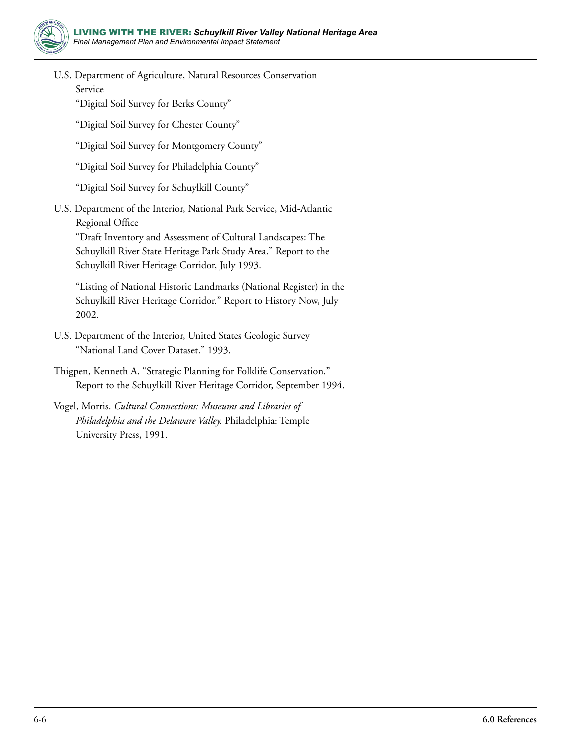U.S. Department of Agriculture, Natural Resources Conservation Service

"Digital Soil Survey for Berks County"

"Digital Soil Survey for Chester County"

"Digital Soil Survey for Montgomery County"

"Digital Soil Survey for Philadelphia County"

"Digital Soil Survey for Schuylkill County"

U.S. Department of the Interior, National Park Service, Mid-Atlantic Regional Office

"Draft Inventory and Assessment of Cultural Landscapes: The Schuylkill River State Heritage Park Study Area." Report to the Schuylkill River Heritage Corridor, July 1993.

"Listing of National Historic Landmarks (National Register) in the Schuylkill River Heritage Corridor." Report to History Now, July 2002.

U.S. Department of the Interior, United States Geologic Survey "National Land Cover Dataset." 1993.

Thigpen, Kenneth A. "Strategic Planning for Folklife Conservation." Report to the Schuylkill River Heritage Corridor, September 1994.

Vogel, Morris. *Cultural Connections: Museums and Libraries of Philadelphia and the Delaware Valley.* Philadelphia: Temple University Press, 1991.